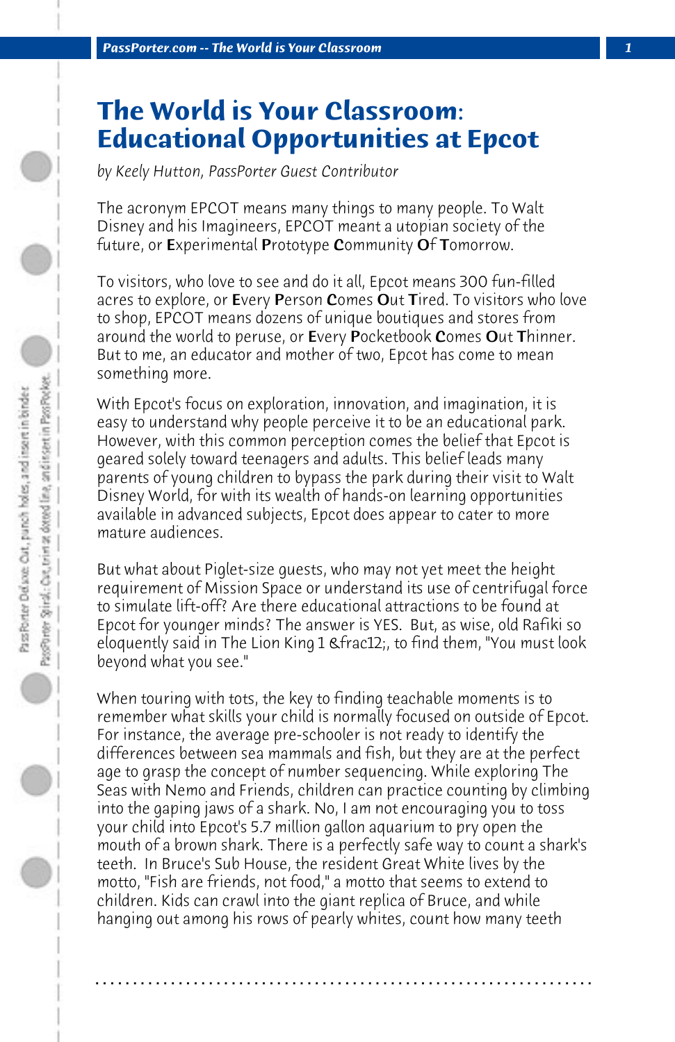# The World is Your Classroom: Educational Opportunities at Epcot

*by Keely Hutton, PassPorter Guest Contributor*

The acronym EPCOT means many things to many people. To Walt Disney and his Imagineers, EPCOT meant a utopian society of the future, or **E**xperimental **P**rototype **C**ommunity **O**f **T**omorrow.

To visitors, who love to see and do it all, Epcot means 300 fun-filled acres to explore, or **E**very **P**erson **C**omes **O**ut **T**ired. To visitors who love to shop, EPCOT means dozens of unique boutiques and stores from around the world to peruse, or **E**very **P**ocketbook **C**omes **O**ut **T**hinner. But to me, an educator and mother of two, Epcot has come to mean something more.

With Epcot's focus on exploration, innovation, and imagination, it is easy to understand why people perceive it to be an educational park. However, with this common perception comes the belief that Epcot is geared solely toward teenagers and adults. This belief leads many parents of young children to bypass the park during their visit to Walt Disney World, for with its wealth of hands-on learning opportunities available in advanced subjects, Epcot does appear to cater to more mature audiences.

But what about Piglet-size guests, who may not yet meet the height requirement of Mission Space or understand its use of centrifugal force to simulate lift-off? Are there educational attractions to be found at Epcot for younger minds? The answer is YES. But, as wise, old Rafiki so eloquently said in The Lion King 1 &frac12;, to find them, "You must look beyond what you see."

When touring with tots, the key to finding teachable moments is to remember what skills your child is normally focused on outside of Epcot. For instance, the average pre-schooler is not ready to identify the differences between sea mammals and fish, but they are at the perfect age to grasp the concept of number sequencing. While exploring The Seas with Nemo and Friends, children can practice counting by climbing into the gaping jaws of a shark. No, I am not encouraging you to toss your child into Epcot's 5.7 million gallon aquarium to pry open the mouth of a brown shark. There is a perfectly safe way to count a shark's teeth. In Bruce's Sub House, the resident Great White lives by the motto, "Fish are friends, not food," a motto that seems to extend to children. Kids can crawl into the giant replica of Bruce, and while hanging out among his rows of pearly whites, count how many teeth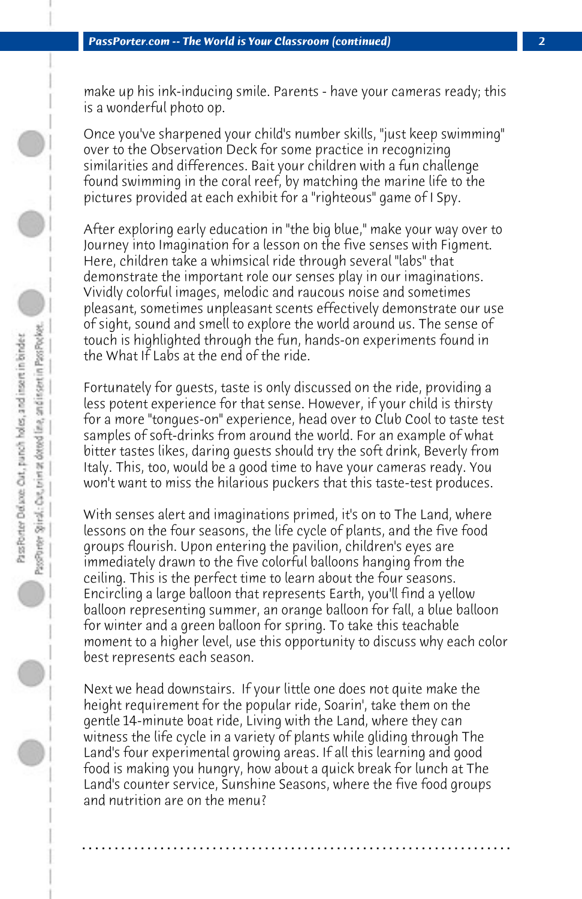make up his ink-inducing smile. Parents - have your cameras ready; this is a wonderful photo op.

Once you've sharpened your child's number skills, "just keep swimming" over to the Observation Deck for some practice in recognizing similarities and differences. Bait your children with a fun challenge found swimming in the coral reef, by matching the marine life to the pictures provided at each exhibit for a "righteous" game of I Spy.

After exploring early education in "the big blue," make your way over to Journey into Imagination for a lesson on the five senses with Figment. Here, children take a whimsical ride through several "labs" that demonstrate the important role our senses play in our imaginations. Vividly colorful images, melodic and raucous noise and sometimes pleasant, sometimes unpleasant scents effectively demonstrate our use of sight, sound and smell to explore the world around us. The sense of touch is highlighted through the fun, hands-on experiments found in the What If Labs at the end of the ride.

Fortunately for guests, taste is only discussed on the ride, providing a less potent experience for that sense. However, if your child is thirsty for a more "tongues-on" experience, head over to Club Cool to taste test samples of soft-drinks from around the world. For an example of what bitter tastes likes, daring guests should try the soft drink, Beverly from Italy. This, too, would be a good time to have your cameras ready. You won't want to miss the hilarious puckers that this taste-test produces.

With senses alert and imaginations primed, it's on to The Land, where lessons on the four seasons, the life cycle of plants, and the five food groups flourish. Upon entering the pavilion, children's eyes are immediately drawn to the five colorful balloons hanging from the ceiling. This is the perfect time to learn about the four seasons. Encircling a large balloon that represents Earth, you'll find a yellow balloon representing summer, an orange balloon for fall, a blue balloon for winter and a green balloon for spring. To take this teachable moment to a higher level, use this opportunity to discuss why each color best represents each season.

Next we head downstairs. If your little one does not quite make the height requirement for the popular ride, Soarin', take them on the gentle 14-minute boat ride, Living with the Land, where they can witness the life cycle in a variety of plants while gliding through The Land's four experimental growing areas. If all this learning and good food is making you hungry, how about a quick break for lunch at The Land's counter service, Sunshine Seasons, where the five food groups and nutrition are on the menu?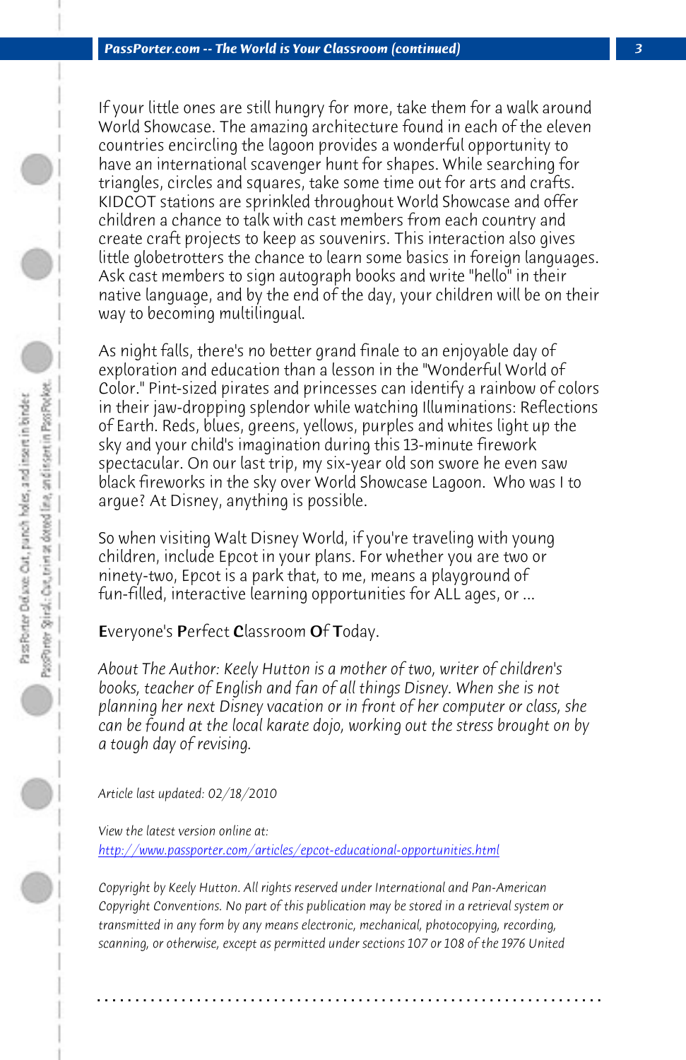If your little ones are still hungry for more, take them for a walk around World Showcase. The amazing architecture found in each of the eleven countries encircling the lagoon provides a wonderful opportunity to have an international scavenger hunt for shapes. While searching for triangles, circles and squares, take some time out for arts and crafts. KIDCOT stations are sprinkled throughout World Showcase and offer children a chance to talk with cast members from each country and create craft projects to keep as souvenirs. This interaction also gives little globetrotters the chance to learn some basics in foreign languages. Ask cast members to sign autograph books and write "hello" in their native language, and by the end of the day, your children will be on their way to becoming multilingual.

As night falls, there's no better grand finale to an enjoyable day of exploration and education than a lesson in the "Wonderful World of Color." Pint-sized pirates and princesses can identify a rainbow of colors in their jaw-dropping splendor while watching Illuminations: Reflections of Earth. Reds, blues, greens, yellows, purples and whites light up the sky and your child's imagination during this 13-minute firework spectacular. On our last trip, my six-year old son swore he even saw black fireworks in the sky over World Showcase Lagoon. Who was I to argue? At Disney, anything is possible.

So when visiting Walt Disney World, if you're traveling with young children, include Epcot in your plans. For whether you are two or ninety-two, Epcot is a park that, to me, means a playground of fun-filled, interactive learning opportunities for ALL ages, or ...

**E**veryone's **P**erfect **C**lassroom **O**f **T**oday.

*About The Author: Keely Hutton is a mother of two, writer of children's books, teacher of English and fan of all things Disney. When she is not planning her next Disney vacation or in front of her computer or class, she can be found at the local karate dojo, working out the stress brought on by a tough day of revising.*

*Article last updated: 02/18/2010*

*View the latest version online at:*
http://www.passporter.com/articles/epcot-educational-opportunities.html

*Copyright by Keely Hutton. All rights reserved under International and Pan-American Copyright Conventions. No part of this publication may be stored in a retrieval system or transmitted in any form by any means electronic, mechanical, photocopying, recording, scanning, or otherwise, except as permitted under sections 107 or 108 of the 1976 United*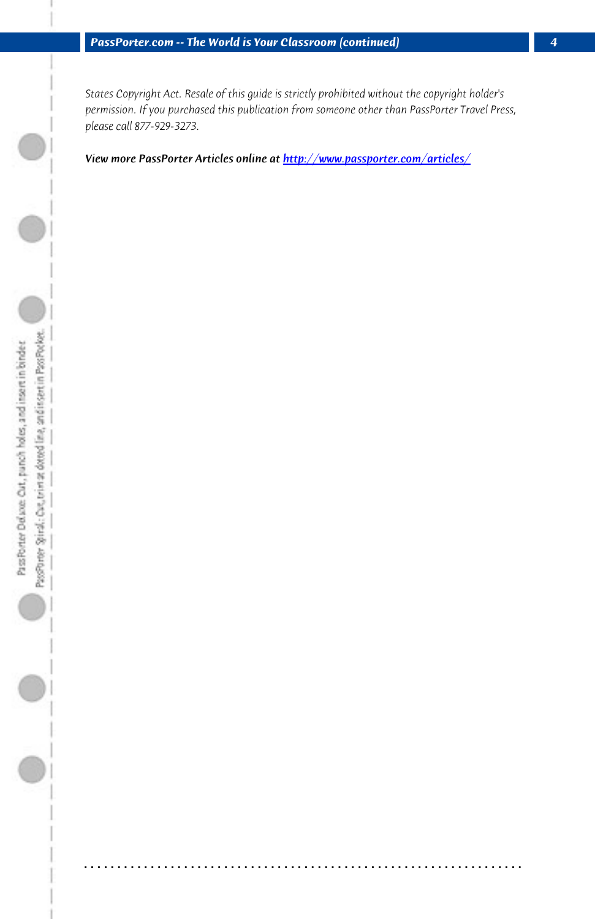*States Copyright Act. Resale of this guide is strictly prohibited without the copyright holder's permission. If you purchased this publication from someone other than PassPorter Travel Press, please call 877-929-3273.*

***View more PassPorter Articles online at [http://www.passporter.com/articles/](http://www.passporter.com/articles/)***